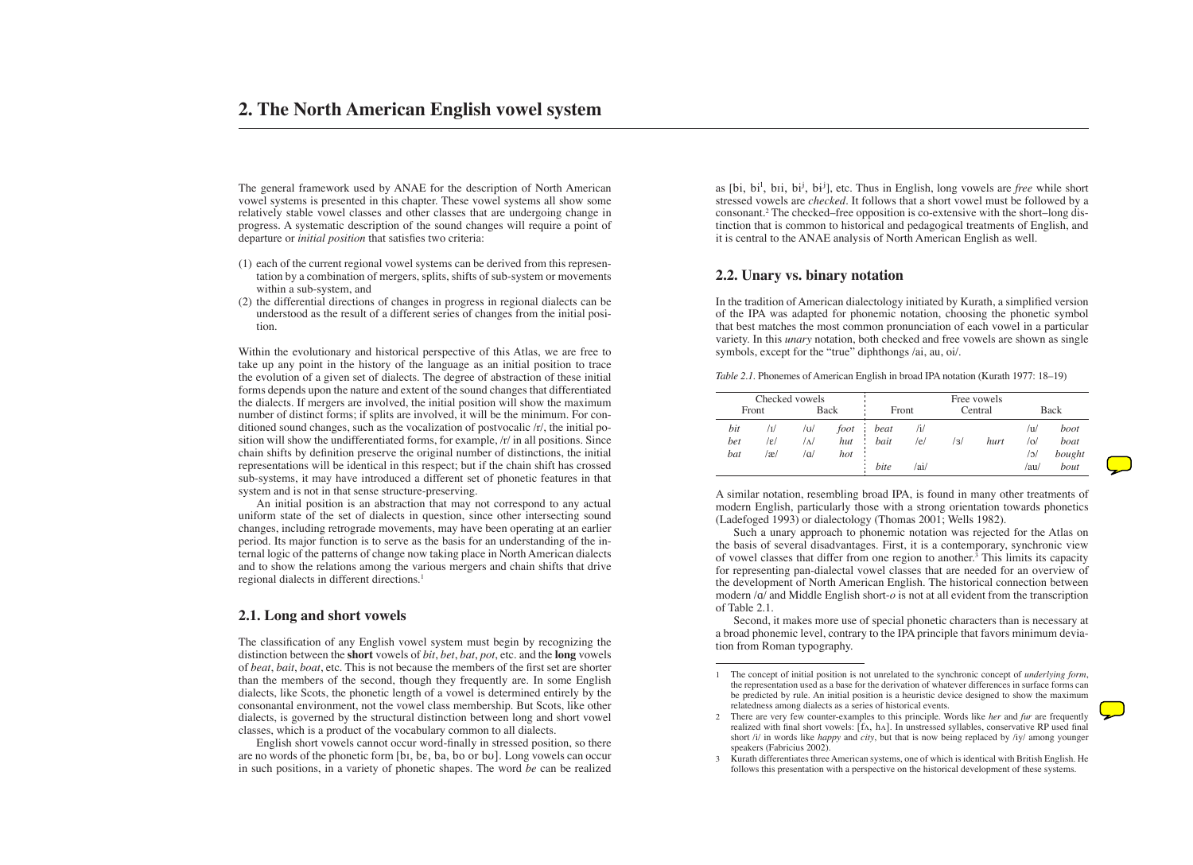# 2. The North American English vowel system

The general framework used by ANAE for the description of North American vowel systems is presented in this chapter. These vowel systems all show some relatively stable vowel classes and other classes that are undergoing change in progress. A systematic description of the sound changes will require a point of departure or *initial position* that satisfies two criteria:

(1) each of the current regional vowel systems can be derived from this representation by a combination of mergers, splits, shifts of sub-system or movements within a sub-system, and
(2) the differential directions of changes in progress in regional dialects can be understood as the result of a different series of changes from the initial position.

Within the evolutionary and historical perspective of this Atlas, we are free to take up any point in the history of the language as an initial position to trace the evolution of a given set of dialects. The degree of abstraction of these initial forms depends upon the nature and extent of the sound changes that differentiated the dialects. If mergers are involved, the initial position will show the maximum number of distinct forms; if splits are involved, it will be the minimum. For conditioned sound changes, such as the vocalization of postvocalic /r/, the initial position will show the undifferentiated forms, for example, /r/ in all positions. Since chain shifts by definition preserve the original number of distinctions, the initial representations will be identical in this respect; but if the chain shift has crossed sub-systems, it may have introduced a different set of phonetic features in that system and is not in that sense structure-preserving.

An initial position is an abstraction that may not correspond to any actual uniform state of the set of dialects in question, since other intersecting sound changes, including retrograde movements, may have been operating at an earlier period. Its major function is to serve as the basis for an understanding of the internal logic of the patterns of change now taking place in North American dialects and to show the relations among the various mergers and chain shifts that drive regional dialects in different directions.[1]

## 2.1. Long and short vowels

The classification of any English vowel system must begin by recognizing the distinction between the **short** vowels of *bit*, *bet*, *bat*, *pot*, etc. and the **long** vowels of *beat*, *bait*, *boat*, etc. This is not because the members of the first set are shorter than the members of the second, though they frequently are. In some English dialects, like Scots, the phonetic length of a vowel is determined entirely by the consonantal environment, not the vowel class membership. But Scots, like other dialects, is governed by the structural distinction between long and short vowel classes, which is a product of the vocabulary common to all dialects.

English short vowels cannot occur word-finally in stressed position, so there are no words of the phonetic form [bɪ, bɛ, ba, bo or bʊ]. Long vowels can occur in such positions, in a variety of phonetic shapes. The word *be* can be realized as [bi, bi$^{ɪ}$, bɪi, bi$^{j}$, bɪ$^{j}$], etc. Thus in English, long vowels are *free* while short stressed vowels are *checked*. It follows that a short vowel must be followed by a consonant.[2] The checked–free opposition is co-extensive with the short–long distinction that is common to historical and pedagogical treatments of English, and it is central to the ANAE analysis of North American English as well.

## 2.2. Unary vs. binary notation

In the tradition of American dialectology initiated by Kurath, a simplified version of the IPA was adapted for phonemic notation, choosing the phonetic symbol that best matches the most common pronunciation of each vowel in a particular variety. In this *unary* notation, both checked and free vowels are shown as single symbols, except for the "true" diphthongs /ai, au, oi/.

*Table 2.1.* Phonemes of American English in broad IPA notation (Kurath 1977: 18–19)

| Checked vowels | | | | Free vowels | | | | | |
|---|---|---|---|---|---|---|---|---|---|
| Front | | Back | | Front | | Central | | Back | |
| *bit* | /ɪ/ | /ʊ/ | *foot* | *beat* | /i/ | | | /u/ | *boot* |
| *bet* | /ɛ/ | /ʌ/ | *hut* | *bait* | /e/ | /ɜ/ | *hurt* | /o/ | *boat* |
| *bat* | /æ/ | /ɑ/ | *hot* | | | | | /ɔ/ | *bought* |
| | | | | *bite* | /ai/ | | | /au/ | *bout* |

A similar notation, resembling broad IPA, is found in many other treatments of modern English, particularly those with a strong orientation towards phonetics (Ladefoged 1993) or dialectology (Thomas 2001; Wells 1982).

Such a unary approach to phonemic notation was rejected for the Atlas on the basis of several disadvantages. First, it is a contemporary, synchronic view of vowel classes that differ from one region to another.[3] This limits its capacity for representing pan-dialectal vowel classes that are needed for an overview of the development of North American English. The historical connection between modern /ɑ/ and Middle English short-*o* is not at all evident from the transcription of Table 2.1.

Second, it makes more use of special phonetic characters than is necessary at a broad phonemic level, contrary to the IPA principle that favors minimum deviation from Roman typography.

---

1 The concept of initial position is not unrelated to the synchronic concept of *underlying form*, the representation used as a base for the derivation of whatever differences in surface forms can be predicted by rule. An initial position is a heuristic device designed to show the maximum relatedness among dialects as a series of historical events.

2 There are very few counter-examples to this principle. Words like *her* and *fur* are frequently realized with final short vowels: [fʌ, hʌ]. In unstressed syllables, conservative RP used final short /i/ in words like *happy* and *city*, but that is now being replaced by /iy/ among younger speakers (Fabricius 2002).

3 Kurath differentiates three American systems, one of which is identical with British English. He follows this presentation with a perspective on the historical development of these systems.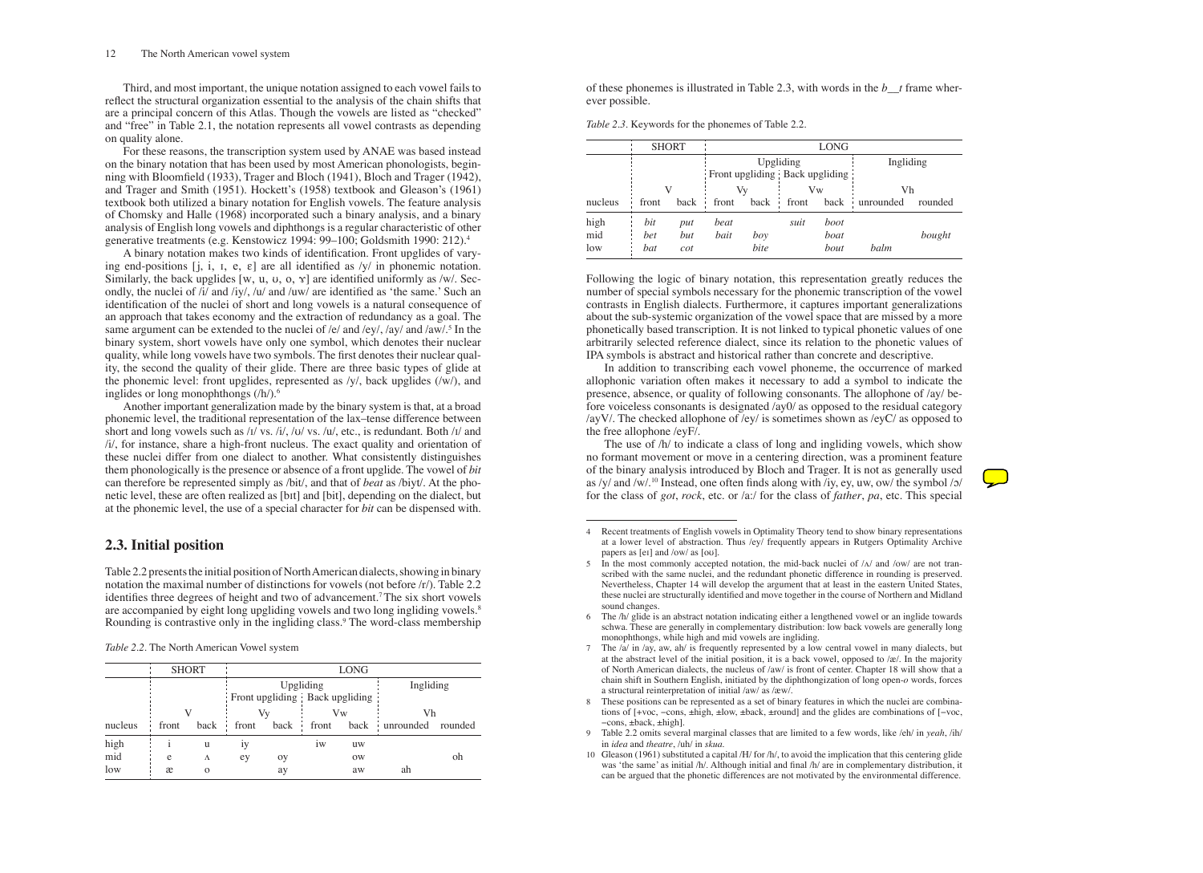Third, and most important, the unique notation assigned to each vowel fails to reflect the structural organization essential to the analysis of the chain shifts that are a principal concern of this Atlas. Though the vowels are listed as "checked" and "free" in Table 2.1, the notation represents all vowel contrasts as depending on quality alone.

For these reasons, the transcription system used by ANAE was based instead on the binary notation that has been used by most American phonologists, beginning with Bloomfield (1933), Trager and Bloch (1941), Bloch and Trager (1942), and Trager and Smith (1951). Hockett's (1958) textbook and Gleason's (1961) textbook both utilized a binary notation for English vowels. The feature analysis of Chomsky and Halle (1968) incorporated such a binary analysis, and a binary analysis of English long vowels and diphthongs is a regular characteristic of other generative treatments (e.g. Kenstowicz 1994: 99–100; Goldsmith 1990: 212).[4]

A binary notation makes two kinds of identification. Front upglides of varying end-positions [j, i, ɪ, e, ɛ] are all identified as /y/ in phonemic notation. Similarly, the back upglides [w, u, ʊ, o, ɤ] are identified uniformly as /w/. Secondly, the nuclei of /i/ and /iy/, /u/ and /uw/ are identified as 'the same.' Such an identification of the nuclei of short and long vowels is a natural consequence of an approach that takes economy and the extraction of redundancy as a goal. The same argument can be extended to the nuclei of /e/ and /ey/, /ay/ and /aw/.[5] In the binary system, short vowels have only one symbol, which denotes their nuclear quality, while long vowels have two symbols. The first denotes their nuclear quality, the second the quality of their glide. There are three basic types of glide at the phonemic level: front upglides, represented as /y/, back upglides (/w/), and inglides or long monophthongs (/h/).[6]

Another important generalization made by the binary system is that, at a broad phonemic level, the traditional representation of the lax–tense difference between short and long vowels such as /ɪ/ vs. /i/, /ʊ/ vs. /u/, etc., is redundant. Both /ɪ/ and /i/, for instance, share a high-front nucleus. The exact quality and orientation of these nuclei differ from one dialect to another. What consistently distinguishes them phonologically is the presence or absence of a front upglide. The vowel of *bit* can therefore be represented simply as /bit/, and that of *beat* as /biyt/. At the phonetic level, these are often realized as [bɪt] and [bit], depending on the dialect, but at the phonemic level, the use of a special character for *bit* can be dispensed with.

## 2.3. Initial position

Table 2.2 presents the initial position of North American dialects, showing in binary notation the maximal number of distinctions for vowels (not before /r/). Table 2.2 identifies three degrees of height and two of advancement.[7] The six short vowels are accompanied by eight long upgliding vowels and two long ingliding vowels.[8] Rounding is contrastive only in the ingliding class.[9] The word-class membership of these phonemes is illustrated in Table 2.3, with words in the *b__t* frame wherever possible.

*Table 2.2*. The North American Vowel system

| | SHORT | | LONG | | | | | |
|---|---|---|---|---|---|---|---|---|
| | | | Upgliding | | | | Ingliding | |
| | | | Front upgliding | | Back upgliding | | | |
| | V | | Vy | | Vw | | Vh | |
| nucleus | front | back | front | back | front | back | unrounded | rounded |
| high | i | u | iy | | iw | uw | | |
| mid | e | ʌ | ey | oy | | ow | | oh |
| low | æ | o | | ay | | aw | ah | |

*Table 2.3*. Keywords for the phonemes of Table 2.2.

| | SHORT | | LONG | | | | | |
|---|---|---|---|---|---|---|---|---|
| | | | Upgliding | | | | Ingliding | |
| | | | Front upgliding | | Back upgliding | | | |
| | V | | Vy | | Vw | | Vh | |
| nucleus | front | back | front | back | front | back | unrounded | rounded |
| high | *bit* | *put* | *beat* | | *suit* | *boot* | | |
| mid | *bet* | *but* | *bait* | *boy* | | *boat* | | *bought* |
| low | *bat* | *cot* | | *bite* | | *bout* | *balm* | |

Following the logic of binary notation, this representation greatly reduces the number of special symbols necessary for the phonemic transcription of the vowel contrasts in English dialects. Furthermore, it captures important generalizations about the sub-systemic organization of the vowel space that are missed by a more phonetically based transcription. It is not linked to typical phonetic values of one arbitrarily selected reference dialect, since its relation to the phonetic values of IPA symbols is abstract and historical rather than concrete and descriptive.

In addition to transcribing each vowel phoneme, the occurrence of marked allophonic variation often makes it necessary to add a symbol to indicate the presence, absence, or quality of following consonants. The allophone of /ay/ before voiceless consonants is designated /ay0/ as opposed to the residual category /ayV/. The checked allophone of /ey/ is sometimes shown as /eyC/ as opposed to the free allophone /eyF/.

The use of /h/ to indicate a class of long and ingliding vowels, which show no formant movement or move in a centering direction, was a prominent feature of the binary analysis introduced by Bloch and Trager. It is not as generally used as /y/ and /w/.[10] Instead, one often finds along with /iy, ey, uw, ow/ the symbol /ɔ/ for the class of *got*, *rock*, etc. or /a:/ for the class of *father*, *pa*, etc. This special

---

4 Recent treatments of English vowels in Optimality Theory tend to show binary representations at a lower level of abstraction. Thus /ey/ frequently appears in Rutgers Optimality Archive papers as [eɪ] and /ow/ as [oʊ].

5 In the most commonly accepted notation, the mid-back nuclei of /ʌ/ and /ow/ are not transcribed with the same nuclei, and the redundant phonetic difference in rounding is preserved. Nevertheless, Chapter 14 will develop the argument that at least in the eastern United States, these nuclei are structurally identified and move together in the course of Northern and Midland sound changes.

6 The /h/ glide is an abstract notation indicating either a lengthened vowel or an inglide towards schwa. These are generally in complementary distribution: low back vowels are generally long monophthongs, while high and mid vowels are ingliding.

7 The /a/ in /ay, aw, ah/ is frequently represented by a low central vowel in many dialects, but at the abstract level of the initial position, it is a back vowel, opposed to /æ/. In the majority of North American dialects, the nucleus of /aw/ is front of center. Chapter 18 will show that a chain shift in Southern English, initiated by the diphthongization of long open-*o* words, forces a structural reinterpretation of initial /aw/ as /æw/.

8 These positions can be represented as a set of binary features in which the nuclei are combinations of [+voc, −cons, ±high, ±low, ±back, ±round] and the glides are combinations of [−voc, −cons, ±back, ±high].

9 Table 2.2 omits several marginal classes that are limited to a few words, like /eh/ in *yeah*, /ih/ in *idea* and *theatre*, /uh/ in *skua*.

10 Gleason (1961) substituted a capital /H/ for /h/, to avoid the implication that this centering glide was 'the same' as initial /h/. Although initial and final /h/ are in complementary distribution, it can be argued that the phonetic differences are not motivated by the environmental difference.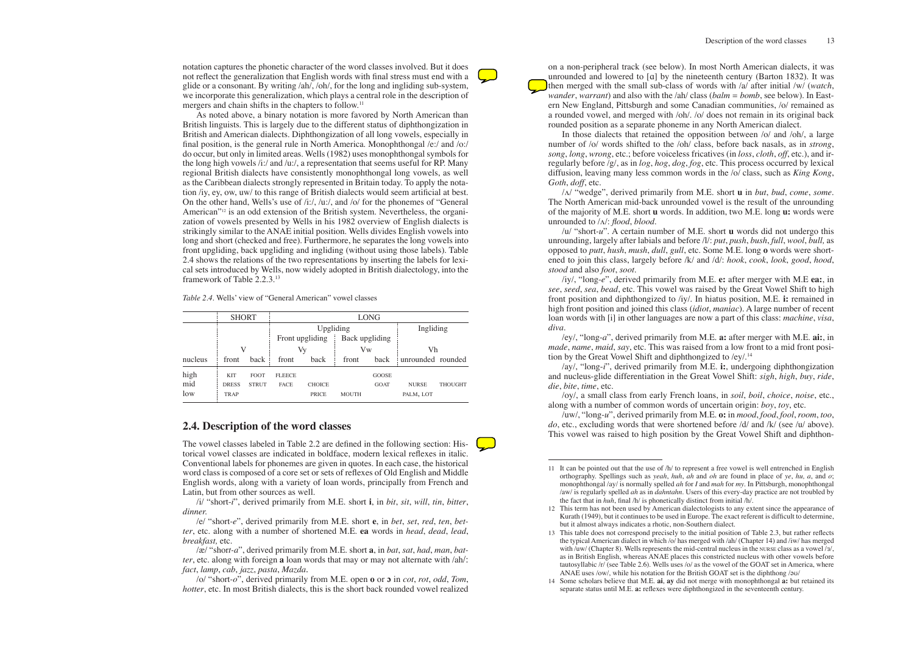notation captures the phonetic character of the word classes involved. But it does not reflect the generalization that English words with final stress must end with a glide or a consonant. By writing /ah/, /oh/, for the long and ingliding sub-system, we incorporate this generalization, which plays a central role in the description of mergers and chain shifts in the chapters to follow.[11]

As noted above, a binary notation is more favored by North American than British linguists. This is largely due to the different status of diphthongization in British and American dialects. Diphthongization of all long vowels, especially in final position, is the general rule in North America. Monophthongal /e:/ and /o:/ do occur, but only in limited areas. Wells (1982) uses monophthongal symbols for the long high vowels /i:/ and /u:/, a representation that seems useful for RP. Many regional British dialects have consistently monophthongal long vowels, as well as the Caribbean dialects strongly represented in Britain today. To apply the notation /iy, ey, ow, uw/ to this range of British dialects would seem artificial at best. On the other hand, Wells's use of /i:/, /u:/, and /o/ for the phonemes of "General American"[12] is an odd extension of the British system. Nevertheless, the organization of vowels presented by Wells in his 1982 overview of English dialects is strikingly similar to the ANAE initial position. Wells divides English vowels into long and short (checked and free). Furthermore, he separates the long vowels into front upgliding, back upgliding and ingliding (without using those labels). Table 2.4 shows the relations of the two representations by inserting the labels for lexical sets introduced by Wells, now widely adopted in British dialectology, into the framework of Table 2.2.3.[13]

*Table 2.4.* Wells' view of "General American" vowel classes

| | SHORT | | LONG | | | | | |
|---|---|---|---|---|---|---|---|---|
| | | | Upgliding | | | | Ingliding | |
| | | | Front upgliding | | Back upgliding | | | |
| | V | | Vy | | Vw | | Vh | |
| nucleus | front | back | front | back | front | back | unrounded | rounded |
| high | KIT | FOOT | FLEECE | | | GOOSE | | |
| mid | DRESS | STRUT | FACE | CHOICE | | GOAT | NURSE | THOUGHT |
| low | TRAP | | | PRICE | MOUTH | | PALM, LOT | |

## 2.4. Description of the word classes

The vowel classes labeled in Table 2.2 are defined in the following section: Historical vowel classes are indicated in boldface, modern lexical reflexes in italic. Conventional labels for phonemes are given in quotes. In each case, the historical word class is composed of a core set or sets of reflexes of Old English and Middle English words, along with a variety of loan words, principally from French and Latin, but from other sources as well.

/i/ "short-*i*", derived primarily from M.E. short **i**, in *bit*, *sit*, *will*, *tin*, *bitter*, *dinner.*

/e/ "short-*e*", derived primarily from M.E. short **e**, in *bet*, *set*, *red*, *ten*, *better*, etc. along with a number of shortened M.E. **ea** words in *head*, *dead*, *lead*, *breakfast,* etc.

/æ/ "short-*a*", derived primarily from M.E. short **a**, in *bat*, *sat*, *had*, *man*, *batter*, etc. along with foreign **a** loan words that may or may not alternate with /ah/: *fact*, *lamp*, *cab*, *jazz*, *pasta*, *Mazda*.

/o/ "short-*o*", derived primarily from M.E. open **o** or **ɔ** in *cot*, *rot*, *odd*, *Tom*, *hotter*, etc. In most British dialects, this is the short back rounded vowel realized on a non-peripheral track (see below). In most North American dialects, it was unrounded and lowered to [ɑ] by the nineteenth century (Barton 1832). It was then merged with the small sub-class of words with /a/ after initial /w/ (*watch*, *wander*, *warrant*) and also with the /ah/ class (*balm* = *bomb*, see below). In Eastern New England, Pittsburgh and some Canadian communities, /o/ remained as a rounded vowel, and merged with /oh/. /o/ does not remain in its original back rounded position as a separate phoneme in any North American dialect.

In those dialects that retained the opposition between /o/ and /oh/, a large number of /o/ words shifted to the /oh/ class, before back nasals, as in *strong*, *song*, *long*, *wrong*, etc.; before voiceless fricatives (in *loss*, *cloth*, *off*, etc.), and irregularly before /g/, as in *log*, *hog*, *dog*, *fog*, etc. This process occurred by lexical diffusion, leaving many less common words in the /o/ class, such as *King Kong*, *Goth*, *doff*, etc.

/ʌ/ "wedge", derived primarily from M.E. short **u** in *but*, *bud*, *come*, *some*. The North American mid-back unrounded vowel is the result of the unrounding of the majority of M.E. short **u** words. In addition, two M.E. long **u:** words were unrounded to /ʌ/: *flood*, *blood*.

/u/ "short-*u*". A certain number of M.E. short **u** words did not undergo this unrounding, largely after labials and before /l/: *put*, *push*, *bush*, *full*, *wool*, *bull,* as opposed to *putt*, *hush*, *mush*, *dull*, *gull*, etc. Some M.E. long **o** words were shortened to join this class, largely before /k/ and /d/: *hook*, *cook*, *look*, *good*, *hood*, *stood* and also *foot*, *soot*.

/iy/, "long-*e*", derived primarily from M.E. **e:** after merger with M.E **ea:**, in *see*, *seed*, *sea*, *bead*, etc. This vowel was raised by the Great Vowel Shift to high front position and diphthongized to /iy/. In hiatus position, M.E. **i:** remained in high front position and joined this class (*idiot*, *maniac*). A large number of recent loan words with [i] in other languages are now a part of this class: *machine*, *visa*, *diva*.

/ey/, "long-*a*", derived primarily from M.E. **a:** after merger with M.E. **ai:**, in *made*, *name*, *maid*, *say*, etc. This was raised from a low front to a mid front position by the Great Vowel Shift and diphthongized to /ey/.[14]

/ay/, "long-*i*", derived primarily from M.E. **i:**, undergoing diphthongization and nucleus-glide differentiation in the Great Vowel Shift: *sigh*, *high*, *buy*, *ride*, *die*, *bite*, *time*, etc.

/oy/, a small class from early French loans, in *soil*, *boil*, *choice*, *noise*, etc., along with a number of common words of uncertain origin: *boy*, *toy*, etc.

/uw/, "long-*u*", derived primarily from M.E. **o:** in *mood*, *food*, *fool*, *room*, *too*, *do*, etc., excluding words that were shortened before /d/ and /k/ (see /u/ above). This vowel was raised to high position by the Great Vowel Shift and diphthon-

---

11 It can be pointed out that the use of /h/ to represent a free vowel is well entrenched in English orthography. Spellings such as *yeah*, *huh*, *ah* and *oh* are found in place of *ye*, *hu, a*, and *o*; monophthongal /ay/ is normally spelled *ah* for *I* and *mah* for *my*. In Pittsburgh, monophthongal /aw/ is regularly spelled *ah* as in *dahntahn*. Users of this every-day practice are not troubled by the fact that in *huh*, final /h/ is phonetically distinct from initial /h/.

12 This term has not been used by American dialectologists to any extent since the appearance of Kurath (1949), but it continues to be used in Europe. The exact referent is difficult to determine, but it almost always indicates a rhotic, non-Southern dialect.

13 This table does not correspond precisely to the initial position of Table 2.3, but rather reflects the typical American dialect in which /o/ has merged with /ah/ (Chapter 14) and /iw/ has merged with /uw/ (Chapter 8). Wells represents the mid-central nucleus in the NURSE class as a vowel /ɜ/, as in British English, whereas ANAE places this constricted nucleus with other vowels before tautosyllabic /r/ (see Table 2.6). Wells uses /o/ as the vowel of the GOAT set in America, where ANAE uses /ow/, while his notation for the British GOAT set is the diphthong /əʊ/

14 Some scholars believe that M.E. **ai**, **ay** did not merge with monophthongal **a:** but retained its separate status until M.E. **a:** reflexes were diphthongized in the seventeenth century.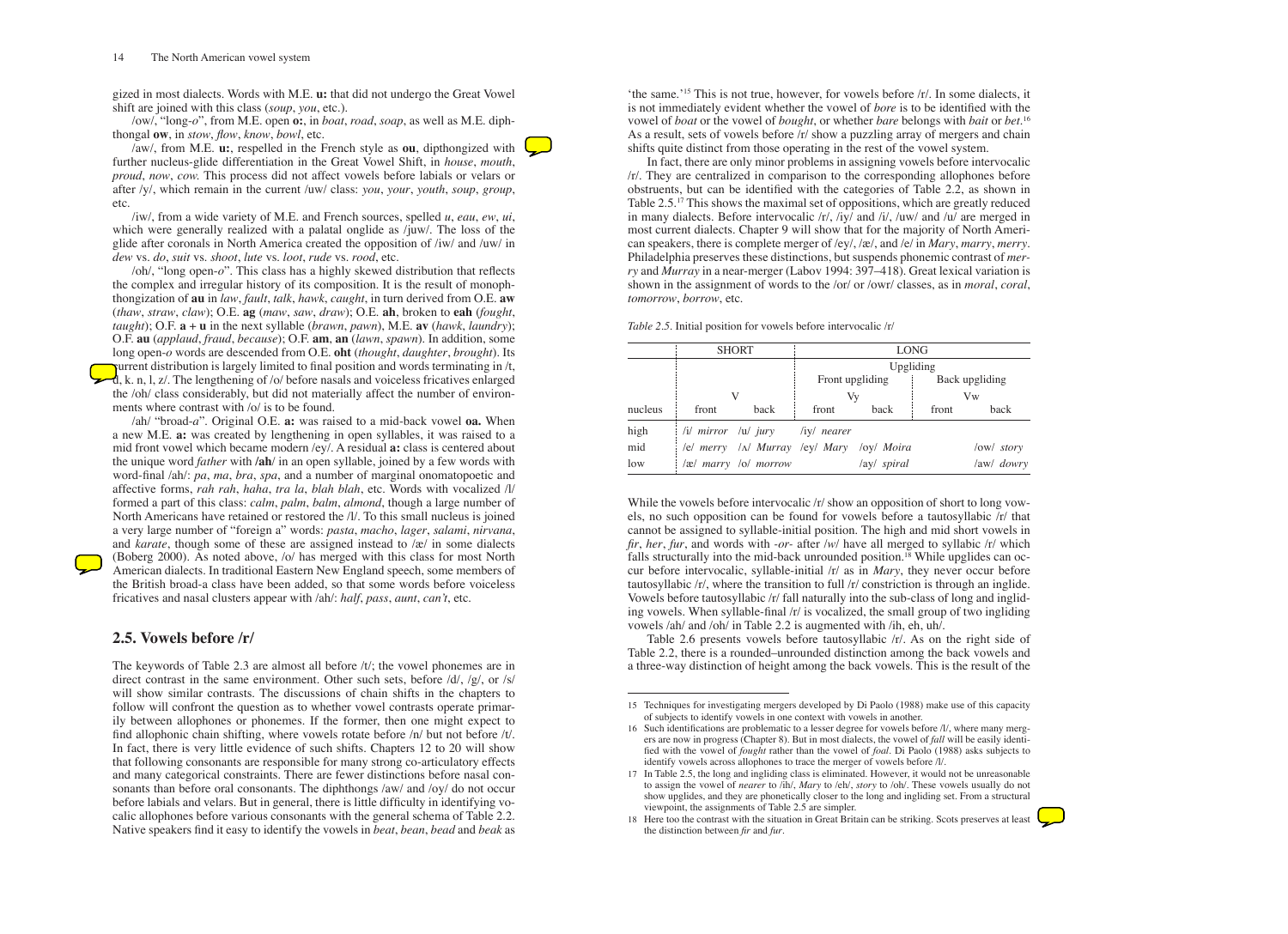gized in most dialects. Words with M.E. **u:** that did not undergo the Great Vowel shift are joined with this class (*soup*, *you*, etc.).

/ow/, "long-*o*", from M.E. open **o:**, in *boat*, *road*, *soap*, as well as M.E. diphthongal **ow**, in *stow*, *flow*, *know*, *bowl*, etc.

/aw/, from M.E. **u:**, respelled in the French style as **ou**, dipthongized with further nucleus-glide differentiation in the Great Vowel Shift, in *house*, *mouth*, *proud*, *now*, *cow.* This process did not affect vowels before labials or velars or after /y/, which remain in the current /uw/ class: *you*, *your*, *youth*, *soup*, *group*, etc.

/iw/, from a wide variety of M.E. and French sources, spelled *u*, *eau*, *ew*, *ui*, which were generally realized with a palatal onglide as /juw/. The loss of the glide after coronals in North America created the opposition of /iw/ and /uw/ in *dew* vs. *do*, *suit* vs. *shoot*, *lute* vs. *loot*, *rude* vs. *rood*, etc.

/oh/, "long open-*o*". This class has a highly skewed distribution that reflects the complex and irregular history of its composition. It is the result of monophthongization of **au** in *law*, *fault*, *talk*, *hawk*, *caught*, in turn derived from O.E. **aw** (*thaw*, *straw*, *claw*); O.E. **ag** (*maw*, *saw*, *draw*); O.E. **ah**, broken to **eah** (*fought*, *taught*); O.F. **a + u** in the next syllable (*brawn*, *pawn*), M.E. **av** (*hawk*, *laundry*); O.F. **au** (*applaud*, *fraud*, *because*); O.F. **am**, **an** (*lawn*, *spawn*). In addition, some long open-*o* words are descended from O.E. **oht** (*thought*, *daughter*, *brought*). Its current distribution is largely limited to final position and words terminating in /t, d, k. n, l, z/. The lengthening of /o/ before nasals and voiceless fricatives enlarged the /oh/ class considerably, but did not materially affect the number of environments where contrast with /o/ is to be found.

/ah/ "broad-*a*". Original O.E. **a:** was raised to a mid-back vowel **oa.** When a new M.E. **a:** was created by lengthening in open syllables, it was raised to a mid front vowel which became modern /ey/. A residual **a:** class is centered about the unique word *father* with **/ah/** in an open syllable, joined by a few words with word-final /ah/: *pa*, *ma*, *bra*, *spa*, and a number of marginal onomatopoetic and affective forms, *rah rah*, *haha*, *tra la*, *blah blah*, etc. Words with vocalized /l/ formed a part of this class: *calm*, *palm*, *balm*, *almond*, though a large number of North Americans have retained or restored the /l/. To this small nucleus is joined a very large number of "foreign a" words: *pasta*, *macho*, *lager*, *salami*, *nirvana*, and *karate*, though some of these are assigned instead to /æ/ in some dialects (Boberg 2000). As noted above, /o/ has merged with this class for most North American dialects. In traditional Eastern New England speech, some members of the British broad-a class have been added, so that some words before voiceless fricatives and nasal clusters appear with /ah/: *half*, *pass*, *aunt*, *can't*, etc.

## 2.5. Vowels before /r/

The keywords of Table 2.3 are almost all before /t/; the vowel phonemes are in direct contrast in the same environment. Other such sets, before /d/, /g/, or /s/ will show similar contrasts. The discussions of chain shifts in the chapters to follow will confront the question as to whether vowel contrasts operate primarily between allophones or phonemes. If the former, then one might expect to find allophonic chain shifting, where vowels rotate before /n/ but not before /t/. In fact, there is very little evidence of such shifts. Chapters 12 to 20 will show that following consonants are responsible for many strong co-articulatory effects and many categorical constraints. There are fewer distinctions before nasal consonants than before oral consonants. The diphthongs /aw/ and /oy/ do not occur before labials and velars. But in general, there is little difficulty in identifying vocalic allophones before various consonants with the general schema of Table 2.2. Native speakers find it easy to identify the vowels in *beat*, *bean*, *bead* and *beak* as 'the same.'[15] This is not true, however, for vowels before /r/. In some dialects, it is not immediately evident whether the vowel of *bore* is to be identified with the vowel of *boat* or the vowel of *bought*, or whether *bare* belongs with *bait* or *bet*.[16] As a result, sets of vowels before /r/ show a puzzling array of mergers and chain shifts quite distinct from those operating in the rest of the vowel system.

In fact, there are only minor problems in assigning vowels before intervocalic /r/. They are centralized in comparison to the corresponding allophones before obstruents, but can be identified with the categories of Table 2.2, as shown in Table 2.5.[17] This shows the maximal set of oppositions, which are greatly reduced in many dialects. Before intervocalic /r/, /iy/ and /i/, /uw/ and /u/ are merged in most current dialects. Chapter 9 will show that for the majority of North American speakers, there is complete merger of /ey/, /æ/, and /e/ in *Mary*, *marry*, *merry*. Philadelphia preserves these distinctions, but suspends phonemic contrast of *merry* and *Murray* in a near-merger (Labov 1994: 397–418). Great lexical variation is shown in the assignment of words to the /or/ or /owr/ classes, as in *moral*, *coral*, *tomorrow*, *borrow*, etc.

*Table 2.5.* Initial position for vowels before intervocalic /r/

| | SHORT | | LONG | | | |
|---|---|---|---|---|---|---|
| | | | Upgliding | | | |
| | | | Front upgliding | | Back upgliding | |
| | V | | Vy | | Vw | |
| nucleus | front | back | front | back | front | back |
| high | /i/ *mirror* | /u/ *jury* | /iy/ *nearer* | | | |
| mid | /e/ *merry* | /ʌ/ *Murray* | /ey/ *Mary* | /oy/ *Moira* | | /ow/ *story* |
| low | /æ/ *marry* | /o/ *morrow* | | /ay/ *spiral* | | /aw/ *dowry* |

While the vowels before intervocalic /r/ show an opposition of short to long vowels, no such opposition can be found for vowels before a tautosyllabic /r/ that cannot be assigned to syllable-initial position. The high and mid short vowels in *fir*, *her*, *fur*, and words with -*or*- after /w/ have all merged to syllabic /r/ which falls structurally into the mid-back unrounded position.[18] While upglides can occur before intervocalic, syllable-initial /r/ as in *Mary*, they never occur before tautosyllabic /r/, where the transition to full /r/ constriction is through an inglide. Vowels before tautosyllabic /r/ fall naturally into the sub-class of long and ingliding vowels. When syllable-final /r/ is vocalized, the small group of two ingliding vowels /ah/ and /oh/ in Table 2.2 is augmented with /ih, eh, uh/.

Table 2.6 presents vowels before tautosyllabic /r/. As on the right side of Table 2.2, there is a rounded–unrounded distinction among the back vowels and a three-way distinction of height among the back vowels. This is the result of the

15 Techniques for investigating mergers developed by Di Paolo (1988) make use of this capacity of subjects to identify vowels in one context with vowels in another.

16 Such identifications are problematic to a lesser degree for vowels before /l/, where many mergers are now in progress (Chapter 8). But in most dialects, the vowel of *fall* will be easily identified with the vowel of *fought* rather than the vowel of *foal*. Di Paolo (1988) asks subjects to identify vowels across allophones to trace the merger of vowels before /l/.

17 In Table 2.5, the long and ingliding class is eliminated. However, it would not be unreasonable to assign the vowel of *nearer* to /ih/, *Mary* to /eh/, *story* to /oh/. These vowels usually do not show upglides, and they are phonetically closer to the long and ingliding set. From a structural viewpoint, the assignments of Table 2.5 are simpler.

18 Here too the contrast with the situation in Great Britain can be striking. Scots preserves at least the distinction between *fir* and *fur*.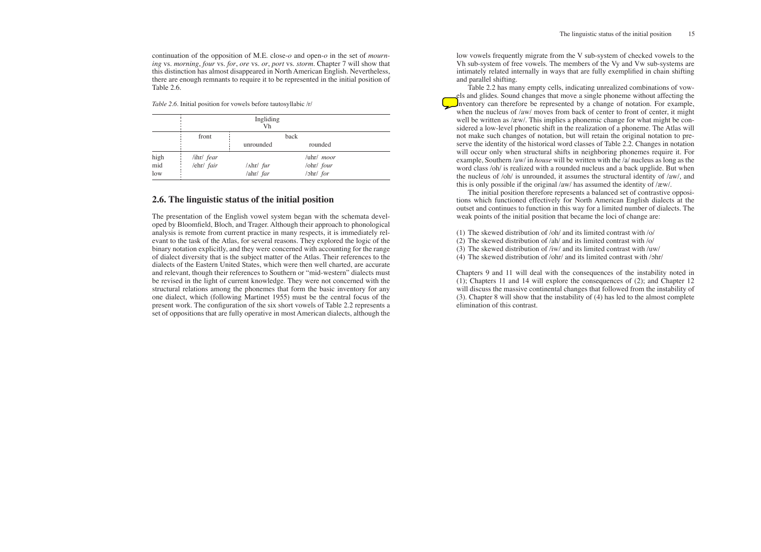continuation of the opposition of M.E. close-*o* and open-*o* in the set of *mourning* vs. *morning*, *four* vs. *for*, *ore* vs. *or*, *port* vs. *storm*. Chapter 7 will show that this distinction has almost disappeared in North American English. Nevertheless, there are enough remnants to require it to be represented in the initial position of Table 2.6.

*Table 2.6*. Initial position for vowels before tautosyllabic /r/

| | Ingliding Vh | | |
|---|---|---|---|
| | front | back | |
| | | unrounded | rounded |
| high | /ihr/ *fear* | | /uhr/ *moor* |
| mid | /ehr/ *fair* | /ʌhr/ *fur* | /ohr/ *four* |
| low | | /ahr/ *far* | /ɔhr/ *for* |

## 2.6. The linguistic status of the initial position

The presentation of the English vowel system began with the schemata developed by Bloomfield, Bloch, and Trager. Although their approach to phonological analysis is remote from current practice in many respects, it is immediately relevant to the task of the Atlas, for several reasons. They explored the logic of the binary notation explicitly, and they were concerned with accounting for the range of dialect diversity that is the subject matter of the Atlas. Their references to the dialects of the Eastern United States, which were then well charted, are accurate and relevant, though their references to Southern or "mid-western" dialects must be revised in the light of current knowledge. They were not concerned with the structural relations among the phonemes that form the basic inventory for any one dialect, which (following Martinet 1955) must be the central focus of the present work. The configuration of the six short vowels of Table 2.2 represents a set of oppositions that are fully operative in most American dialects, although the low vowels frequently migrate from the V sub-system of checked vowels to the Vh sub-system of free vowels. The members of the Vy and Vw sub-systems are intimately related internally in ways that are fully exemplified in chain shifting and parallel shifting.

Table 2.2 has many empty cells, indicating unrealized combinations of vowels and glides. Sound changes that move a single phoneme without affecting the inventory can therefore be represented by a change of notation. For example, when the nucleus of /aw/ moves from back of center to front of center, it might well be written as /æw/. This implies a phonemic change for what might be considered a low-level phonetic shift in the realization of a phoneme. The Atlas will not make such changes of notation, but will retain the original notation to preserve the identity of the historical word classes of Table 2.2. Changes in notation will occur only when structural shifts in neighboring phonemes require it. For example, Southern /aw/ in *house* will be written with the /a/ nucleus as long as the word class /oh/ is realized with a rounded nucleus and a back upglide. But when the nucleus of /oh/ is unrounded, it assumes the structural identity of /aw/, and this is only possible if the original /aw/ has assumed the identity of /æw/.

The initial position therefore represents a balanced set of contrastive oppositions which functioned effectively for North American English dialects at the outset and continues to function in this way for a limited number of dialects. The weak points of the initial position that became the loci of change are:

(1) The skewed distribution of /oh/ and its limited contrast with /o/
(2) The skewed distribution of /ah/ and its limited contrast with /o/
(3) The skewed distribution of /iw/ and its limited contrast with /uw/
(4) The skewed distribution of /ohr/ and its limited contrast with /ɔhr/

Chapters 9 and 11 will deal with the consequences of the instability noted in (1); Chapters 11 and 14 will explore the consequences of (2); and Chapter 12 will discuss the massive continental changes that followed from the instability of (3). Chapter 8 will show that the instability of (4) has led to the almost complete elimination of this contrast.